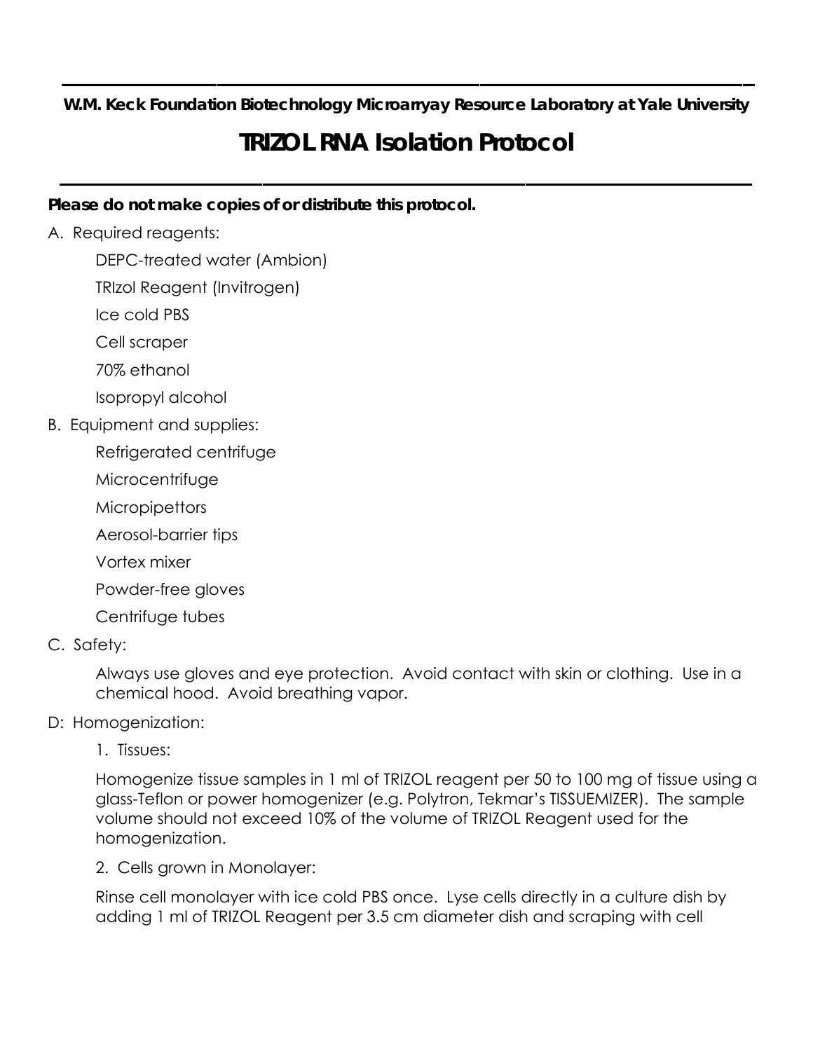**W.M. Keck Foundation Biotechnology Microarryay Resource Laboratory at Yale University**

# TRIZOL RNA Isolation Protocol

***Please do not make copies of or distribute this protocol.***

A. Required reagents:

DEPC-treated water (Ambion)

TRIzol Reagent (Invitrogen)

Ice cold PBS

Cell scraper

70% ethanol

Isopropyl alcohol

B. Equipment and supplies:

Refrigerated centrifuge

Microcentrifuge

Micropipettors

Aerosol-barrier tips

Vortex mixer

Powder-free gloves

Centrifuge tubes

C. Safety:

Always use gloves and eye protection. Avoid contact with skin or clothing. Use in a chemical hood. Avoid breathing vapor.

D: Homogenization:

1. Tissues:

Homogenize tissue samples in 1 ml of TRIZOL reagent per 50 to 100 mg of tissue using a glass-Teflon or power homogenizer (e.g. Polytron, Tekmar's TISSUEMIZER). The sample volume should not exceed 10% of the volume of TRIZOL Reagent used for the homogenization.

2. Cells grown in Monolayer:

Rinse cell monolayer with ice cold PBS once. Lyse cells directly in a culture dish by adding 1 ml of TRIZOL Reagent per 3.5 cm diameter dish and scraping with cell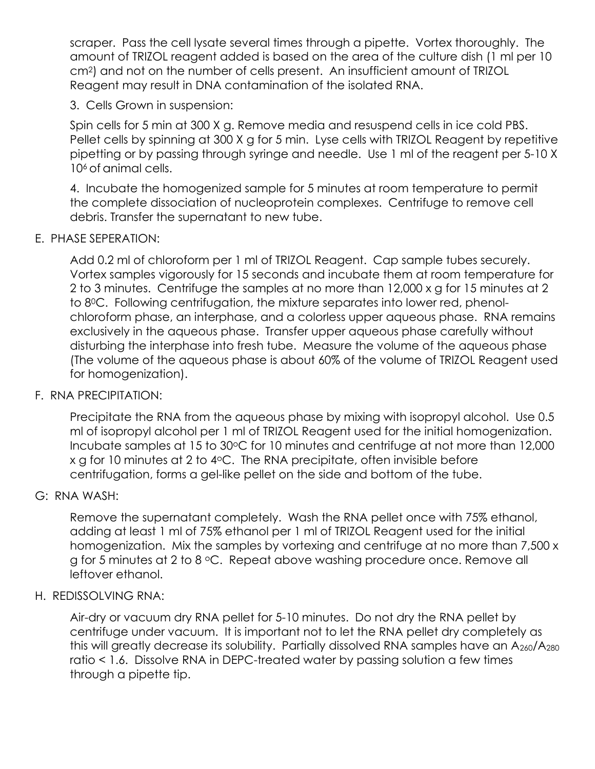scraper. Pass the cell lysate several times through a pipette. Vortex thoroughly. The amount of TRIZOL reagent added is based on the area of the culture dish (1 ml per 10 $cm^2$) and not on the number of cells present. An insufficient amount of TRIZOL Reagent may result in DNA contamination of the isolated RNA.

3. Cells Grown in suspension:

Spin cells for 5 min at 300 X g. Remove media and resuspend cells in ice cold PBS. Pellet cells by spinning at 300 X g for 5 min. Lyse cells with TRIZOL Reagent by repetitive pipetting or by passing through syringe and needle. Use 1 ml of the reagent per 5-10 X $10^6$ of animal cells.

4. Incubate the homogenized sample for 5 minutes at room temperature to permit the complete dissociation of nucleoprotein complexes. Centrifuge to remove cell debris. Transfer the supernatant to new tube.

E. PHASE SEPERATION:

Add 0.2 ml of chloroform per 1 ml of TRIZOL Reagent. Cap sample tubes securely. Vortex samples vigorously for 15 seconds and incubate them at room temperature for 2 to 3 minutes. Centrifuge the samples at no more than 12,000 x g for 15 minutes at 2 to $8^0$C. Following centrifugation, the mixture separates into lower red, phenol-chloroform phase, an interphase, and a colorless upper aqueous phase. RNA remains exclusively in the aqueous phase. Transfer upper aqueous phase carefully without disturbing the interphase into fresh tube. Measure the volume of the aqueous phase (The volume of the aqueous phase is about 60% of the volume of TRIZOL Reagent used for homogenization).

F. RNA PRECIPITATION:

Precipitate the RNA from the aqueous phase by mixing with isopropyl alcohol. Use 0.5 ml of isopropyl alcohol per 1 ml of TRIZOL Reagent used for the initial homogenization. Incubate samples at 15 to 30°C for 10 minutes and centrifuge at not more than 12,000 x g for 10 minutes at 2 to 4°C. The RNA precipitate, often invisible before centrifugation, forms a gel-like pellet on the side and bottom of the tube.

G: RNA WASH:

Remove the supernatant completely. Wash the RNA pellet once with 75% ethanol, adding at least 1 ml of 75% ethanol per 1 ml of TRIZOL Reagent used for the initial homogenization. Mix the samples by vortexing and centrifuge at no more than 7,500 x g for 5 minutes at 2 to 8 °C. Repeat above washing procedure once. Remove all leftover ethanol.

H. REDISSOLVING RNA:

Air-dry or vacuum dry RNA pellet for 5-10 minutes. Do not dry the RNA pellet by centrifuge under vacuum. It is important not to let the RNA pellet dry completely as this will greatly decrease its solubility. Partially dissolved RNA samples have an $A_{260}/A_{280}$ ratio < 1.6. Dissolve RNA in DEPC-treated water by passing solution a few times through a pipette tip.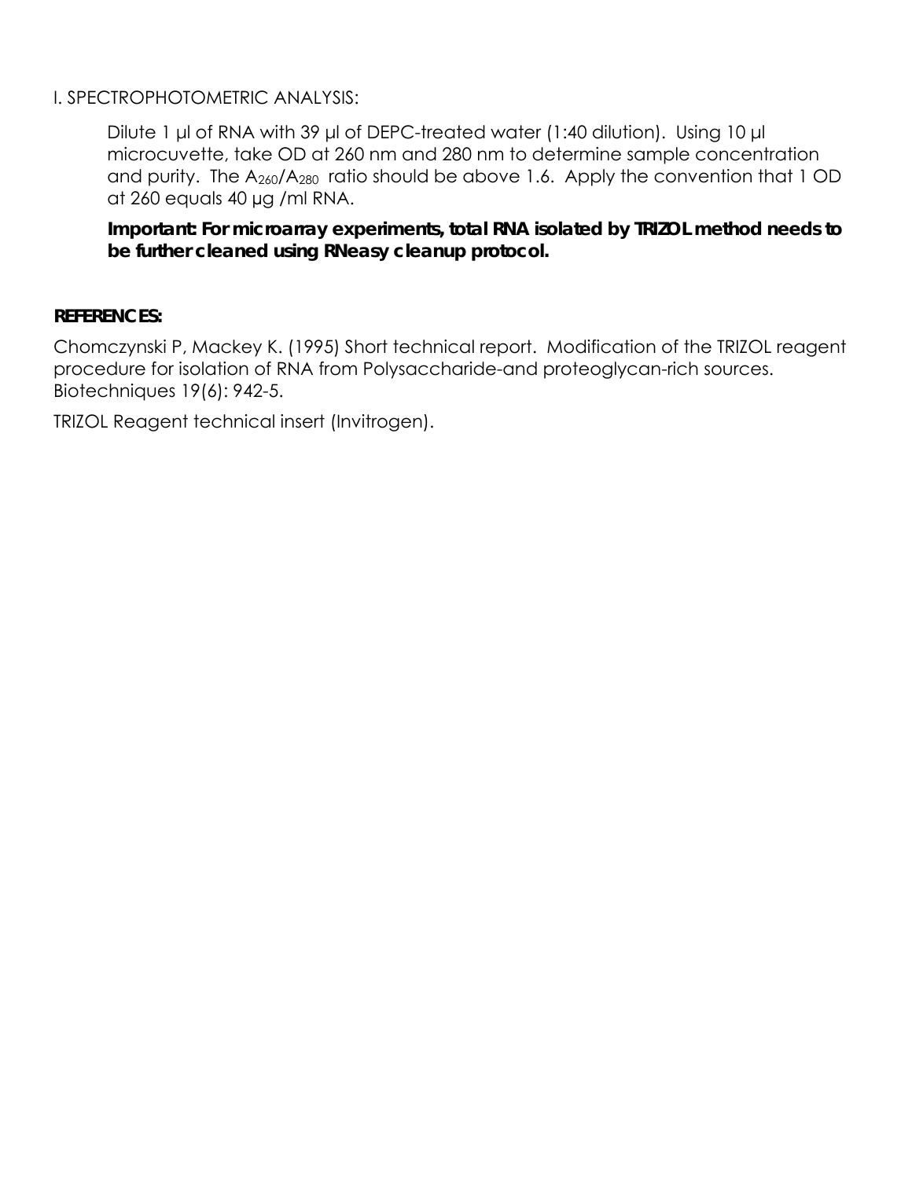I. SPECTROPHOTOMETRIC ANALYSIS:

Dilute 1 µl of RNA with 39 µl of DEPC-treated water (1:40 dilution). Using 10 µl microcuvette, take OD at 260 nm and 280 nm to determine sample concentration and purity. The $A_{260}/A_{280}$ ratio should be above 1.6. Apply the convention that 1 OD at 260 equals 40 µg /ml RNA.

**Important: For microarray experiments, total RNA isolated by TRIZOL method needs to be further cleaned using RNeasy cleanup protocol.**

**REFERENCES:**

Chomczynski P, Mackey K. (1995) Short technical report. Modification of the TRIZOL reagent procedure for isolation of RNA from Polysaccharide-and proteoglycan-rich sources. Biotechniques 19(6): 942-5.

TRIZOL Reagent technical insert (Invitrogen).